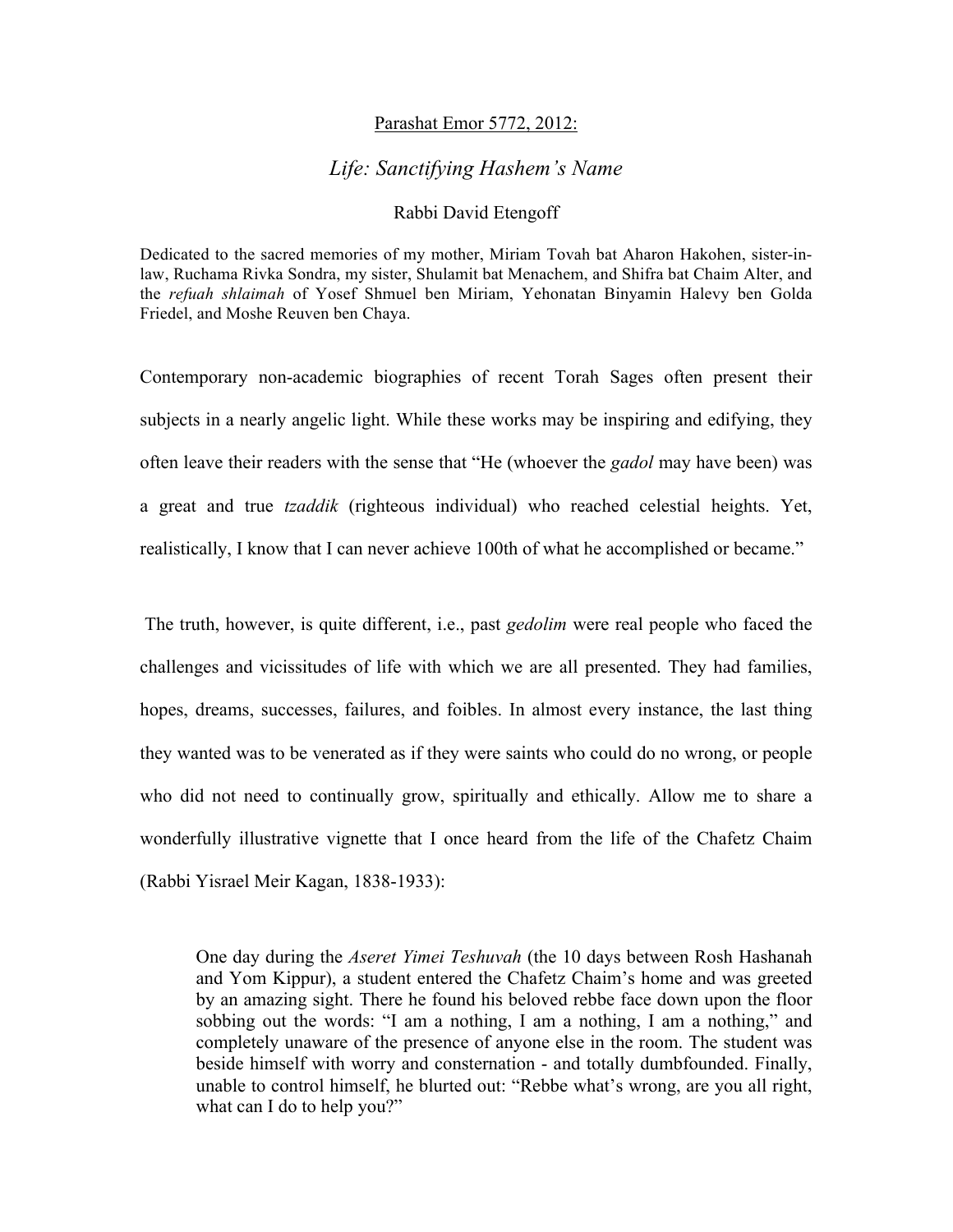Parashat Emor 5772, 2012:

# *Life: Sanctifying Hashem's Name*

Rabbi David Etengoff

Dedicated to the sacred memories of my mother, Miriam Tovah bat Aharon Hakohen, sister-in-law, Ruchama Rivka Sondra, my sister, Shulamit bat Menachem, and Shifra bat Chaim Alter, and the *refuah shlaimah* of Yosef Shmuel ben Miriam, Yehonatan Binyamin Halevy ben Golda Friedel, and Moshe Reuven ben Chaya.

Contemporary non-academic biographies of recent Torah Sages often present their subjects in a nearly angelic light. While these works may be inspiring and edifying, they often leave their readers with the sense that "He (whoever the *gadol* may have been) was a great and true *tzaddik* (righteous individual) who reached celestial heights. Yet, realistically, I know that I can never achieve 100th of what he accomplished or became."

The truth, however, is quite different, i.e., past *gedolim* were real people who faced the challenges and vicissitudes of life with which we are all presented. They had families, hopes, dreams, successes, failures, and foibles. In almost every instance, the last thing they wanted was to be venerated as if they were saints who could do no wrong, or people who did not need to continually grow, spiritually and ethically. Allow me to share a wonderfully illustrative vignette that I once heard from the life of the Chafetz Chaim (Rabbi Yisrael Meir Kagan, 1838-1933):

> One day during the *Aseret Yimei Teshuvah* (the 10 days between Rosh Hashanah and Yom Kippur), a student entered the Chafetz Chaim's home and was greeted by an amazing sight. There he found his beloved rebbe face down upon the floor sobbing out the words: "I am a nothing, I am a nothing, I am a nothing," and completely unaware of the presence of anyone else in the room. The student was beside himself with worry and consternation - and totally dumbfounded. Finally, unable to control himself, he blurted out: "Rebbe what's wrong, are you all right, what can I do to help you?"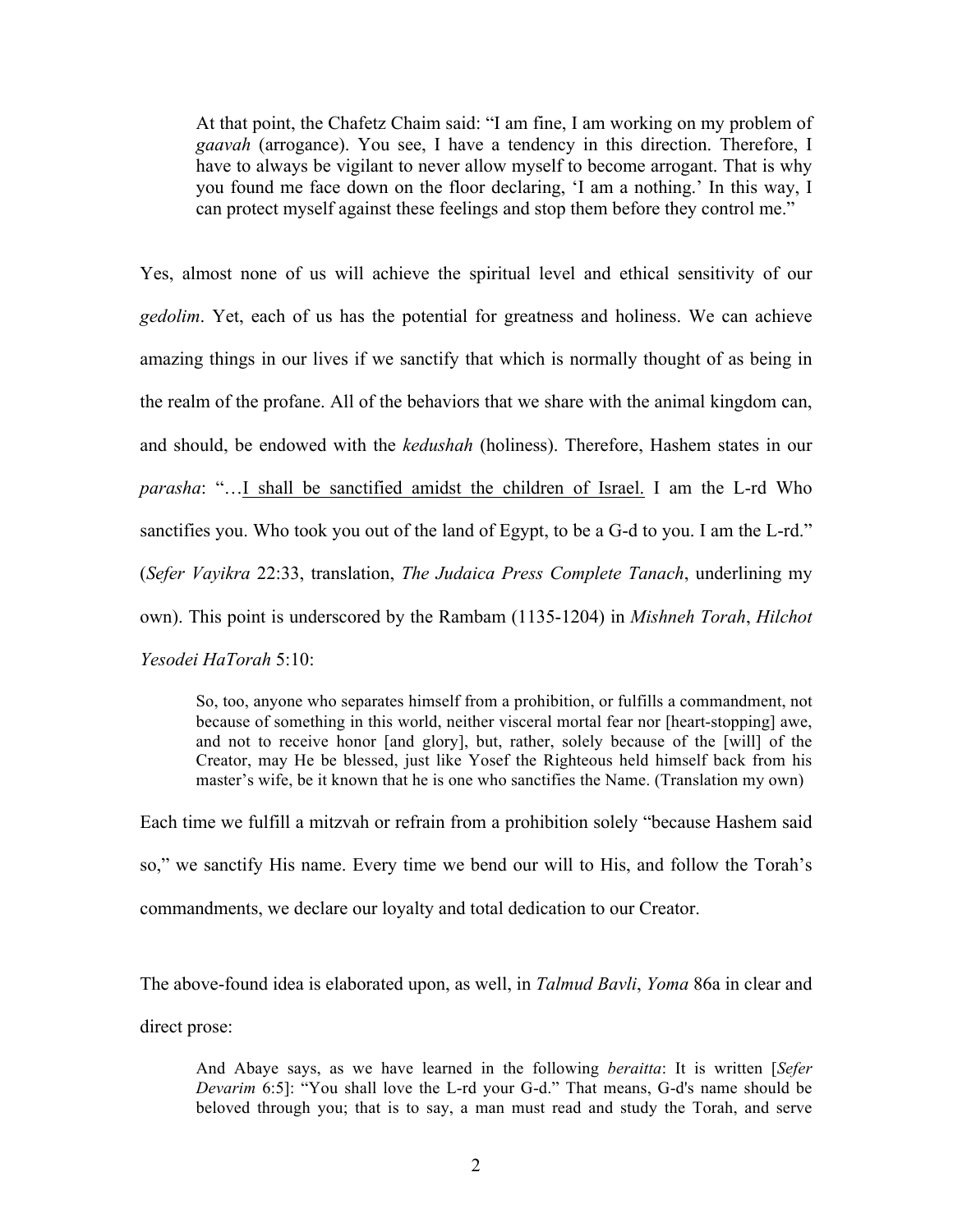> At that point, the Chafetz Chaim said: "I am fine, I am working on my problem of *gaavah* (arrogance). You see, I have a tendency in this direction. Therefore, I have to always be vigilant to never allow myself to become arrogant. That is why you found me face down on the floor declaring, 'I am a nothing.' In this way, I can protect myself against these feelings and stop them before they control me."

Yes, almost none of us will achieve the spiritual level and ethical sensitivity of our *gedolim*. Yet, each of us has the potential for greatness and holiness. We can achieve amazing things in our lives if we sanctify that which is normally thought of as being in the realm of the profane. All of the behaviors that we share with the animal kingdom can, and should, be endowed with the *kedushah* (holiness). Therefore, Hashem states in our *parasha*: "…<u>I shall be sanctified amidst the children of Israel.</u> I am the L-rd Who sanctifies you. Who took you out of the land of Egypt, to be a G-d to you. I am the L-rd." (*Sefer Vayikra* 22:33, translation, *The Judaica Press Complete Tanach*, underlining my own). This point is underscored by the Rambam (1135-1204) in *Mishneh Torah*, *Hilchot Yesodei HaTorah* 5:10:

> So, too, anyone who separates himself from a prohibition, or fulfills a commandment, not because of something in this world, neither visceral mortal fear nor [heart-stopping] awe, and not to receive honor [and glory], but, rather, solely because of the [will] of the Creator, may He be blessed, just like Yosef the Righteous held himself back from his master's wife, be it known that he is one who sanctifies the Name. (Translation my own)

Each time we fulfill a mitzvah or refrain from a prohibition solely "because Hashem said so," we sanctify His name. Every time we bend our will to His, and follow the Torah's commandments, we declare our loyalty and total dedication to our Creator.

The above-found idea is elaborated upon, as well, in *Talmud Bavli*, *Yoma* 86a in clear and direct prose:

> And Abaye says, as we have learned in the following *beraitta*: It is written [*Sefer Devarim* 6:5]: "You shall love the L-rd your G-d." That means, G-d's name should be beloved through you; that is to say, a man must read and study the Torah, and serve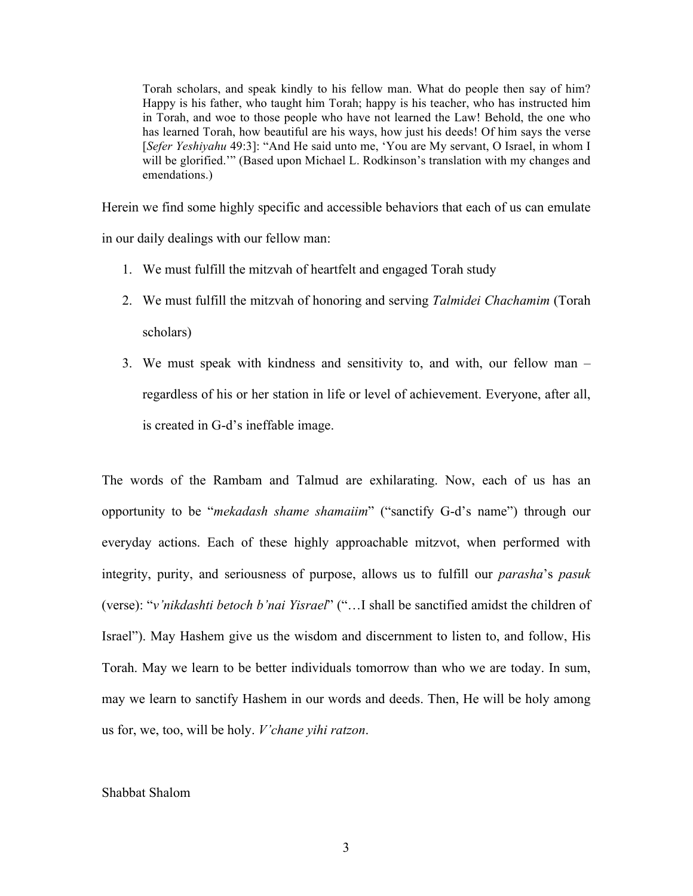> Torah scholars, and speak kindly to his fellow man. What do people then say of him? Happy is his father, who taught him Torah; happy is his teacher, who has instructed him in Torah, and woe to those people who have not learned the Law! Behold, the one who has learned Torah, how beautiful are his ways, how just his deeds! Of him says the verse [*Sefer Yeshiyahu* 49:3]: "And He said unto me, 'You are My servant, O Israel, in whom I will be glorified.'" (Based upon Michael L. Rodkinson's translation with my changes and emendations.)

Herein we find some highly specific and accessible behaviors that each of us can emulate in our daily dealings with our fellow man:

1. We must fulfill the mitzvah of heartfelt and engaged Torah study
2. We must fulfill the mitzvah of honoring and serving *Talmidei Chachamim* (Torah scholars)
3. We must speak with kindness and sensitivity to, and with, our fellow man – regardless of his or her station in life or level of achievement. Everyone, after all, is created in G-d's ineffable image.

The words of the Rambam and Talmud are exhilarating. Now, each of us has an opportunity to be "*mekadash shame shamaiim*" ("sanctify G-d's name") through our everyday actions. Each of these highly approachable mitzvot, when performed with integrity, purity, and seriousness of purpose, allows us to fulfill our *parasha*'s *pasuk* (verse): "*v'nikdashti betoch b'nai Yisrael*" ("…I shall be sanctified amidst the children of Israel"). May Hashem give us the wisdom and discernment to listen to, and follow, His Torah. May we learn to be better individuals tomorrow than who we are today. In sum, may we learn to sanctify Hashem in our words and deeds. Then, He will be holy among us for, we, too, will be holy. *V'chane yihi ratzon*.

Shabbat Shalom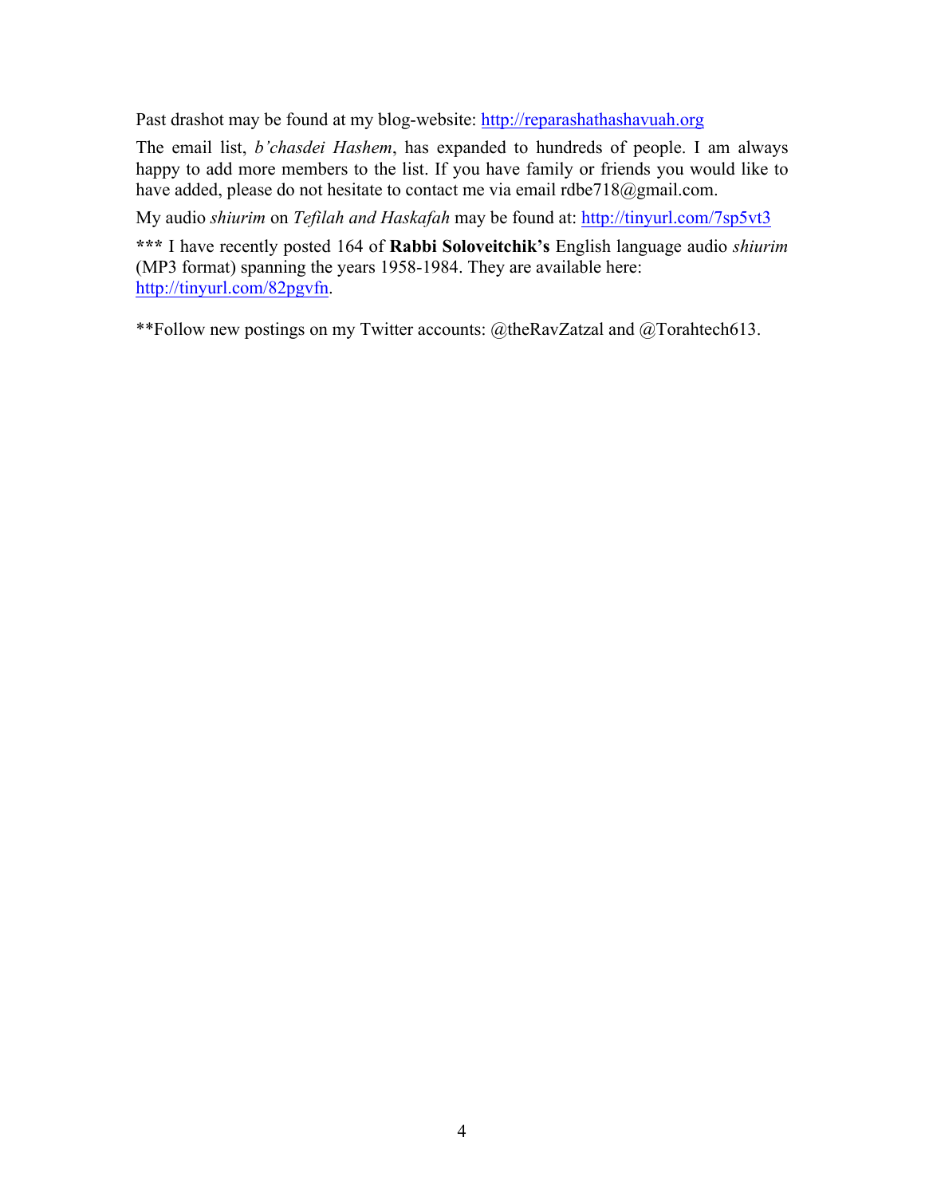Past drashot may be found at my blog-website: http://reparashathashavuah.org

The email list, *b'chasdei Hashem*, has expanded to hundreds of people. I am always happy to add more members to the list. If you have family or friends you would like to have added, please do not hesitate to contact me via email rdbe718@gmail.com.

My audio *shiurim* on *Tefilah and Haskafah* may be found at: http://tinyurl.com/7sp5vt3

**\*\*\*** I have recently posted 164 of **Rabbi Soloveitchik's** English language audio *shiurim* (MP3 format) spanning the years 1958-1984. They are available here: http://tinyurl.com/82pgvfn.

**Follow new postings on my Twitter accounts: @theRavZatzal and @Torahtech613.